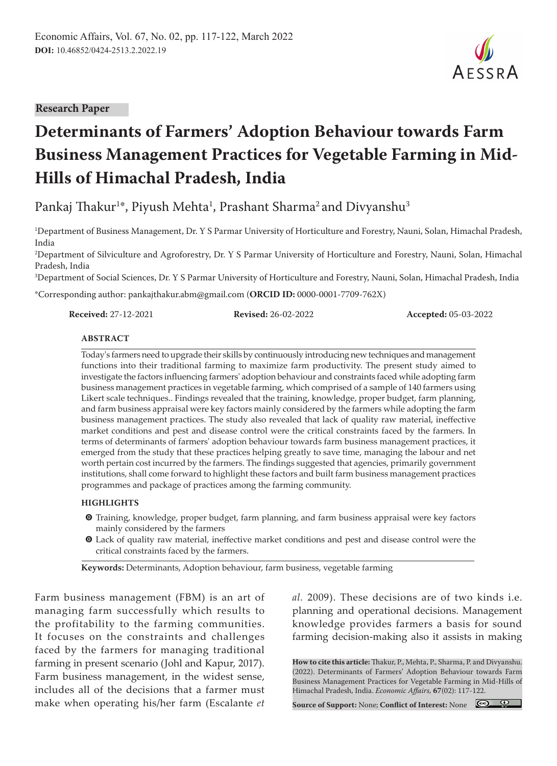Research Paper

# Determinants of Farmers' Adoption Behaviour towards Farm Business Management Practices for Vegetable Farming in Mid-Hills of Himachal Pradesh, India

Pankaj Thakur[1*], Piyush Mehta[1], Prashant Sharma[2] and Divyanshu[3]

[1]Department of Business Management, Dr. Y S Parmar University of Horticulture and Forestry, Nauni, Solan, Himachal Pradesh, India

[2]Department of Silviculture and Agroforestry, Dr. Y S Parmar University of Horticulture and Forestry, Nauni, Solan, Himachal Pradesh, India

[3]Department of Social Sciences, Dr. Y S Parmar University of Horticulture and Forestry, Nauni, Solan, Himachal Pradesh, India

*Corresponding author: pankajthakur.abm@gmail.com (**ORCID ID:** 0000-0001-7709-762X)

**Received:** 27-12-2021 **Revised:** 26-02-2022 **Accepted:** 05-03-2022

## ABSTRACT

Today's farmers need to upgrade their skills by continuously introducing new techniques and management functions into their traditional farming to maximize farm productivity. The present study aimed to investigate the factors influencing farmers' adoption behaviour and constraints faced while adopting farm business management practices in vegetable farming, which comprised of a sample of 140 farmers using Likert scale techniques.. Findings revealed that the training, knowledge, proper budget, farm planning, and farm business appraisal were key factors mainly considered by the farmers while adopting the farm business management practices. The study also revealed that lack of quality raw material, ineffective market conditions and pest and disease control were the critical constraints faced by the farmers. In terms of determinants of farmers' adoption behaviour towards farm business management practices, it emerged from the study that these practices helping greatly to save time, managing the labour and net worth pertain cost incurred by the farmers. The findings suggested that agencies, primarily government institutions, shall come forward to highlight these factors and built farm business management practices programmes and package of practices among the farming community.

## HIGHLIGHTS

- Training, knowledge, proper budget, farm planning, and farm business appraisal were key factors mainly considered by the farmers
- Lack of quality raw material, ineffective market conditions and pest and disease control were the critical constraints faced by the farmers.

**Keywords:** Determinants, Adoption behaviour, farm business, vegetable farming

Farm business management (FBM) is an art of managing farm successfully which results to the profitability to the farming communities. It focuses on the constraints and challenges faced by the farmers for managing traditional farming in present scenario (Johl and Kapur, 2017). Farm business management, in the widest sense, includes all of the decisions that a farmer must make when operating his/her farm (Escalante *et al.* 2009). These decisions are of two kinds i.e. planning and operational decisions. Management knowledge provides farmers a basis for sound farming decision-making also it assists in making

**How to cite this article:** Thakur, P., Mehta, P., Sharma, P. and Divyanshu. (2022). Determinants of Farmers' Adoption Behaviour towards Farm Business Management Practices for Vegetable Farming in Mid-Hills of Himachal Pradesh, India. *Economic Affairs*, **67**(02): 117-122.

**Source of Support:** None; **Conflict of Interest:** None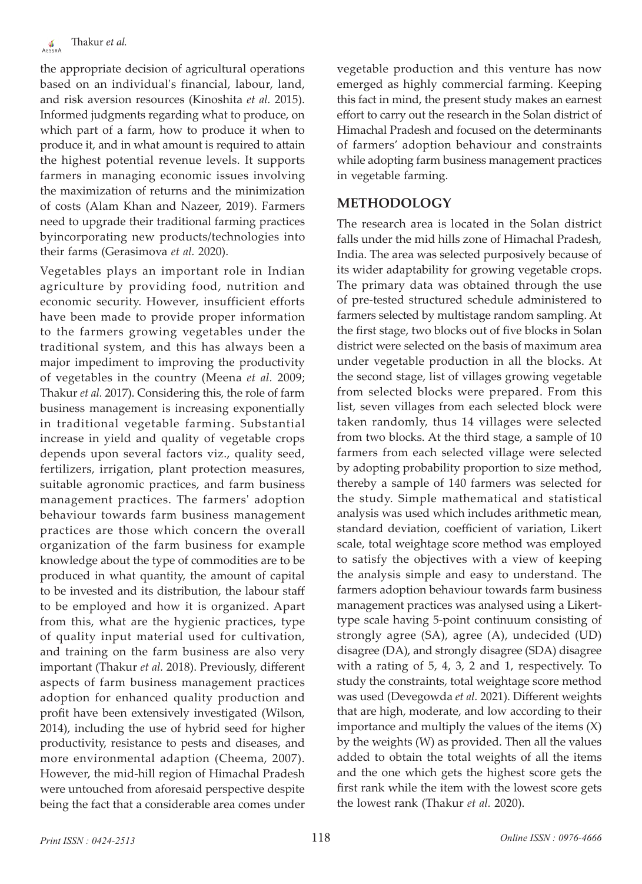the appropriate decision of agricultural operations based on an individual's financial, labour, land, and risk aversion resources (Kinoshita *et al.* 2015). Informed judgments regarding what to produce, on which part of a farm, how to produce it when to produce it, and in what amount is required to attain the highest potential revenue levels. It supports farmers in managing economic issues involving the maximization of returns and the minimization of costs (Alam Khan and Nazeer, 2019). Farmers need to upgrade their traditional farming practices byincorporating new products/technologies into their farms (Gerasimova *et al.* 2020).

Vegetables plays an important role in Indian agriculture by providing food, nutrition and economic security. However, insufficient efforts have been made to provide proper information to the farmers growing vegetables under the traditional system, and this has always been a major impediment to improving the productivity of vegetables in the country (Meena *et al.* 2009; Thakur *et al.* 2017). Considering this, the role of farm business management is increasing exponentially in traditional vegetable farming. Substantial increase in yield and quality of vegetable crops depends upon several factors viz., quality seed, fertilizers, irrigation, plant protection measures, suitable agronomic practices, and farm business management practices. The farmers' adoption behaviour towards farm business management practices are those which concern the overall organization of the farm business for example knowledge about the type of commodities are to be produced in what quantity, the amount of capital to be invested and its distribution, the labour staff to be employed and how it is organized. Apart from this, what are the hygienic practices, type of quality input material used for cultivation, and training on the farm business are also very important (Thakur *et al.* 2018). Previously, different aspects of farm business management practices adoption for enhanced quality production and profit have been extensively investigated (Wilson, 2014), including the use of hybrid seed for higher productivity, resistance to pests and diseases, and more environmental adaption (Cheema, 2007). However, the mid-hill region of Himachal Pradesh were untouched from aforesaid perspective despite being the fact that a considerable area comes under vegetable production and this venture has now emerged as highly commercial farming. Keeping this fact in mind, the present study makes an earnest effort to carry out the research in the Solan district of Himachal Pradesh and focused on the determinants of farmers' adoption behaviour and constraints while adopting farm business management practices in vegetable farming.

## METHODOLOGY

The research area is located in the Solan district falls under the mid hills zone of Himachal Pradesh, India. The area was selected purposively because of its wider adaptability for growing vegetable crops. The primary data was obtained through the use of pre-tested structured schedule administered to farmers selected by multistage random sampling. At the first stage, two blocks out of five blocks in Solan district were selected on the basis of maximum area under vegetable production in all the blocks. At the second stage, list of villages growing vegetable from selected blocks were prepared. From this list, seven villages from each selected block were taken randomly, thus 14 villages were selected from two blocks. At the third stage, a sample of 10 farmers from each selected village were selected by adopting probability proportion to size method, thereby a sample of 140 farmers was selected for the study. Simple mathematical and statistical analysis was used which includes arithmetic mean, standard deviation, coefficient of variation, Likert scale, total weightage score method was employed to satisfy the objectives with a view of keeping the analysis simple and easy to understand. The farmers adoption behaviour towards farm business management practices was analysed using a Likert-type scale having 5-point continuum consisting of strongly agree (SA), agree (A), undecided (UD) disagree (DA), and strongly disagree (SDA) disagree with a rating of 5, 4, 3, 2 and 1, respectively. To study the constraints, total weightage score method was used (Devegowda *et al.* 2021). Different weights that are high, moderate, and low according to their importance and multiply the values of the items (X) by the weights (W) as provided. Then all the values added to obtain the total weights of all the items and the one which gets the highest score gets the first rank while the item with the lowest score gets the lowest rank (Thakur *et al.* 2020).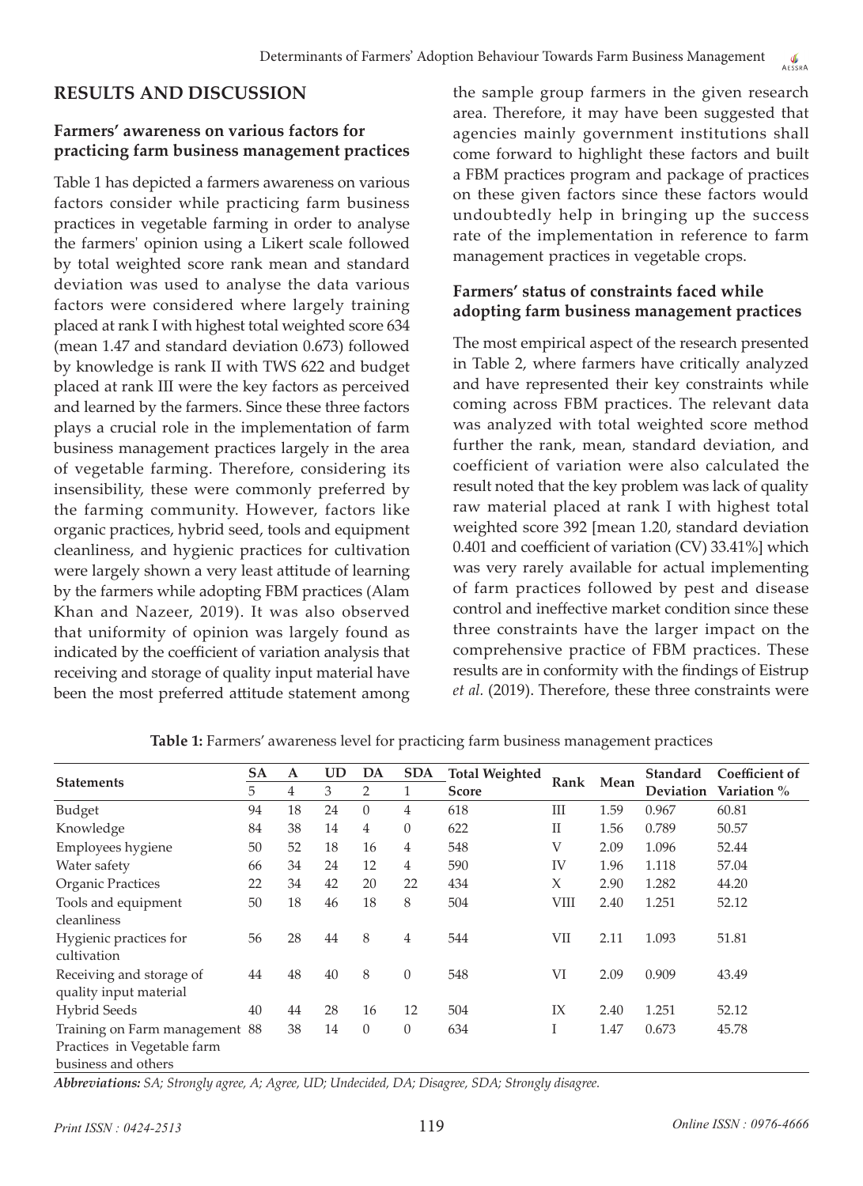## RESULTS AND DISCUSSION

### Farmers' awareness on various factors for practicing farm business management practices

Table 1 has depicted a farmers awareness on various factors consider while practicing farm business practices in vegetable farming in order to analyse the farmers' opinion using a Likert scale followed by total weighted score rank mean and standard deviation was used to analyse the data various factors were considered where largely training placed at rank I with highest total weighted score 634 (mean 1.47 and standard deviation 0.673) followed by knowledge is rank II with TWS 622 and budget placed at rank III were the key factors as perceived and learned by the farmers. Since these three factors plays a crucial role in the implementation of farm business management practices largely in the area of vegetable farming. Therefore, considering its insensibility, these were commonly preferred by the farming community. However, factors like organic practices, hybrid seed, tools and equipment cleanliness, and hygienic practices for cultivation were largely shown a very least attitude of learning by the farmers while adopting FBM practices (Alam Khan and Nazeer, 2019). It was also observed that uniformity of opinion was largely found as indicated by the coefficient of variation analysis that receiving and storage of quality input material have been the most preferred attitude statement among the sample group farmers in the given research area. Therefore, it may have been suggested that agencies mainly government institutions shall come forward to highlight these factors and built a FBM practices program and package of practices on these given factors since these factors would undoubtedly help in bringing up the success rate of the implementation in reference to farm management practices in vegetable crops.

### Farmers' status of constraints faced while adopting farm business management practices

The most empirical aspect of the research presented in Table 2, where farmers have critically analyzed and have represented their key constraints while coming across FBM practices. The relevant data was analyzed with total weighted score method further the rank, mean, standard deviation, and coefficient of variation were also calculated the result noted that the key problem was lack of quality raw material placed at rank I with highest total weighted score 392 [mean 1.20, standard deviation 0.401 and coefficient of variation (CV) 33.41%] which was very rarely available for actual implementing of farm practices followed by pest and disease control and ineffective market condition since these three constraints have the larger impact on the comprehensive practice of FBM practices. These results are in conformity with the findings of Eistrup *et al.* (2019). Therefore, these three constraints were

**Table 1:** Farmers' awareness level for practicing farm business management practices

| Statements | SA | A | UD | DA | SDA | Total Weighted Score | Rank | Mean | Standard Deviation | Coefficient of Variation % |
|---|---|---|---|---|---|---|---|---|---|---|
| | 5 | 4 | 3 | 2 | 1 | | | | | |
| Budget | 94 | 18 | 24 | 0 | 4 | 618 | III | 1.59 | 0.967 | 60.81 |
| Knowledge | 84 | 38 | 14 | 4 | 0 | 622 | II | 1.56 | 0.789 | 50.57 |
| Employees hygiene | 50 | 52 | 18 | 16 | 4 | 548 | V | 2.09 | 1.096 | 52.44 |
| Water safety | 66 | 34 | 24 | 12 | 4 | 590 | IV | 1.96 | 1.118 | 57.04 |
| Organic Practices | 22 | 34 | 42 | 20 | 22 | 434 | X | 2.90 | 1.282 | 44.20 |
| Tools and equipment cleanliness | 50 | 18 | 46 | 18 | 8 | 504 | VIII | 2.40 | 1.251 | 52.12 |
| Hygienic practices for cultivation | 56 | 28 | 44 | 8 | 4 | 544 | VII | 2.11 | 1.093 | 51.81 |
| Receiving and storage of quality input material | 44 | 48 | 40 | 8 | 0 | 548 | VI | 2.09 | 0.909 | 43.49 |
| Hybrid Seeds | 40 | 44 | 28 | 16 | 12 | 504 | IX | 2.40 | 1.251 | 52.12 |
| Training on Farm management Practices in Vegetable farm business and others | 88 | 38 | 14 | 0 | 0 | 634 | I | 1.47 | 0.673 | 45.78 |

***Abbreviations:*** *SA; Strongly agree, A; Agree, UD; Undecided, DA; Disagree, SDA; Strongly disagree.*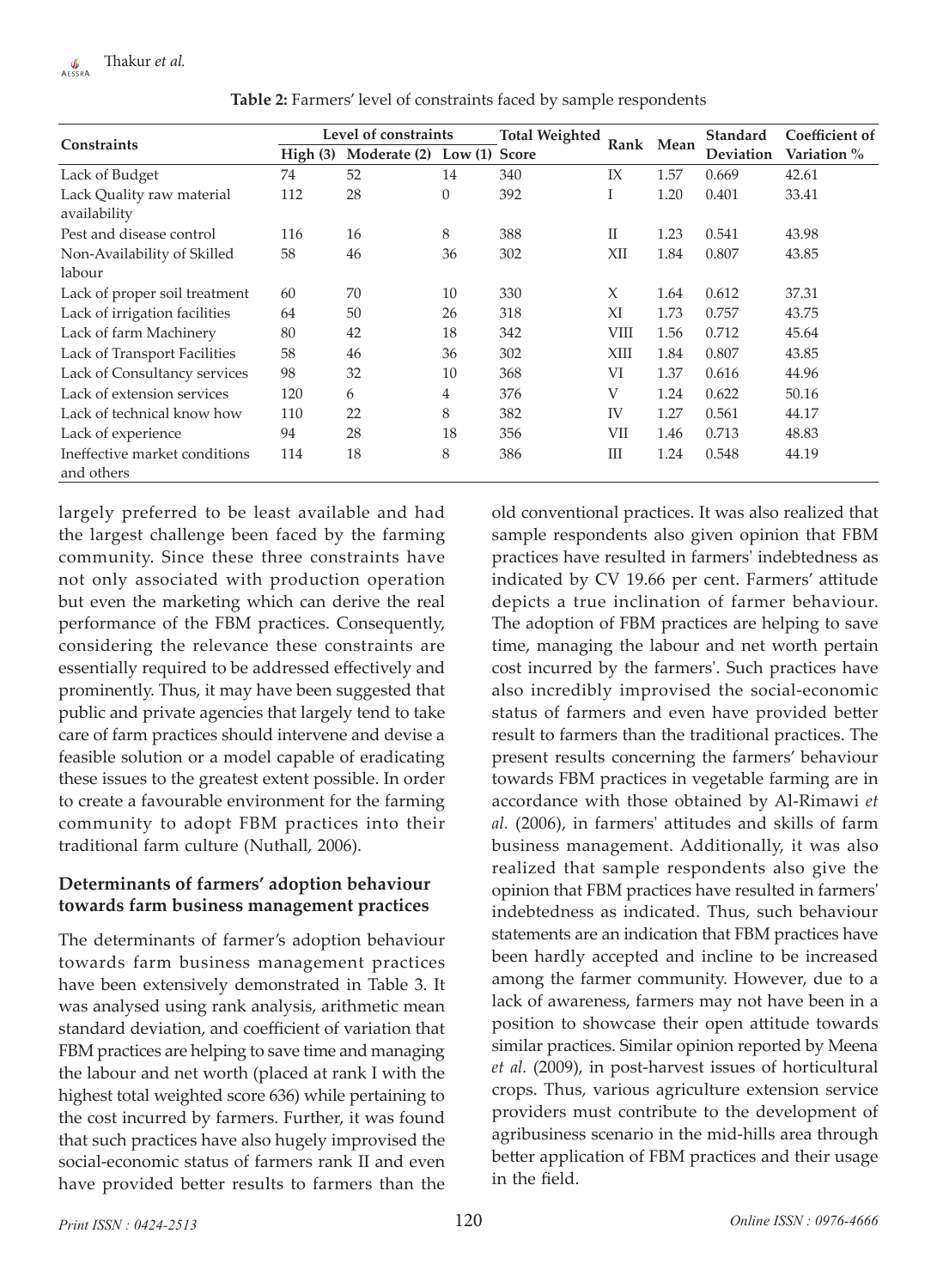**Table 2:** Farmers' level of constraints faced by sample respondents

| Constraints | Level of constraints | | | Total Weighted Score | Rank | Mean | Standard Deviation | Coefficient of Variation % |
|---|---|---|---|---|---|---|---|---|
| | High (3) | Moderate (2) | Low (1) | | | | | |
| Lack of Budget | 74 | 52 | 14 | 340 | IX | 1.57 | 0.669 | 42.61 |
| Lack Quality raw material availability | 112 | 28 | 0 | 392 | I | 1.20 | 0.401 | 33.41 |
| Pest and disease control | 116 | 16 | 8 | 388 | II | 1.23 | 0.541 | 43.98 |
| Non-Availability of Skilled labour | 58 | 46 | 36 | 302 | XII | 1.84 | 0.807 | 43.85 |
| Lack of proper soil treatment | 60 | 70 | 10 | 330 | X | 1.64 | 0.612 | 37.31 |
| Lack of irrigation facilities | 64 | 50 | 26 | 318 | XI | 1.73 | 0.757 | 43.75 |
| Lack of farm Machinery | 80 | 42 | 18 | 342 | VIII | 1.56 | 0.712 | 45.64 |
| Lack of Transport Facilities | 58 | 46 | 36 | 302 | XIII | 1.84 | 0.807 | 43.85 |
| Lack of Consultancy services | 98 | 32 | 10 | 368 | VI | 1.37 | 0.616 | 44.96 |
| Lack of extension services | 120 | 6 | 4 | 376 | V | 1.24 | 0.622 | 50.16 |
| Lack of technical know how | 110 | 22 | 8 | 382 | IV | 1.27 | 0.561 | 44.17 |
| Lack of experience | 94 | 28 | 18 | 356 | VII | 1.46 | 0.713 | 48.83 |
| Ineffective market conditions and others | 114 | 18 | 8 | 386 | III | 1.24 | 0.548 | 44.19 |

largely preferred to be least available and had the largest challenge been faced by the farming community. Since these three constraints have not only associated with production operation but even the marketing which can derive the real performance of the FBM practices. Consequently, considering the relevance these constraints are essentially required to be addressed effectively and prominently. Thus, it may have been suggested that public and private agencies that largely tend to take care of farm practices should intervene and devise a feasible solution or a model capable of eradicating these issues to the greatest extent possible. In order to create a favourable environment for the farming community to adopt FBM practices into their traditional farm culture (Nuthall, 2006).

### Determinants of farmers' adoption behaviour towards farm business management practices

The determinants of farmer's adoption behaviour towards farm business management practices have been extensively demonstrated in Table 3. It was analysed using rank analysis, arithmetic mean standard deviation, and coefficient of variation that FBM practices are helping to save time and managing the labour and net worth (placed at rank I with the highest total weighted score 636) while pertaining to the cost incurred by farmers. Further, it was found that such practices have also hugely improvised the social-economic status of farmers rank II and even have provided better results to farmers than the old conventional practices. It was also realized that sample respondents also given opinion that FBM practices have resulted in farmers' indebtedness as indicated by CV 19.66 per cent. Farmers' attitude depicts a true inclination of farmer behaviour. The adoption of FBM practices are helping to save time, managing the labour and net worth pertain cost incurred by the farmers'. Such practices have also incredibly improvised the social-economic status of farmers and even have provided better result to farmers than the traditional practices. The present results concerning the farmers' behaviour towards FBM practices in vegetable farming are in accordance with those obtained by Al-Rimawi *et al.* (2006), in farmers' attitudes and skills of farm business management. Additionally, it was also realized that sample respondents also give the opinion that FBM practices have resulted in farmers' indebtedness as indicated. Thus, such behaviour statements are an indication that FBM practices have been hardly accepted and incline to be increased among the farmer community. However, due to a lack of awareness, farmers may not have been in a position to showcase their open attitude towards similar practices. Similar opinion reported by Meena *et al.* (2009), in post-harvest issues of horticultural crops. Thus, various agriculture extension service providers must contribute to the development of agribusiness scenario in the mid-hills area through better application of FBM practices and their usage in the field.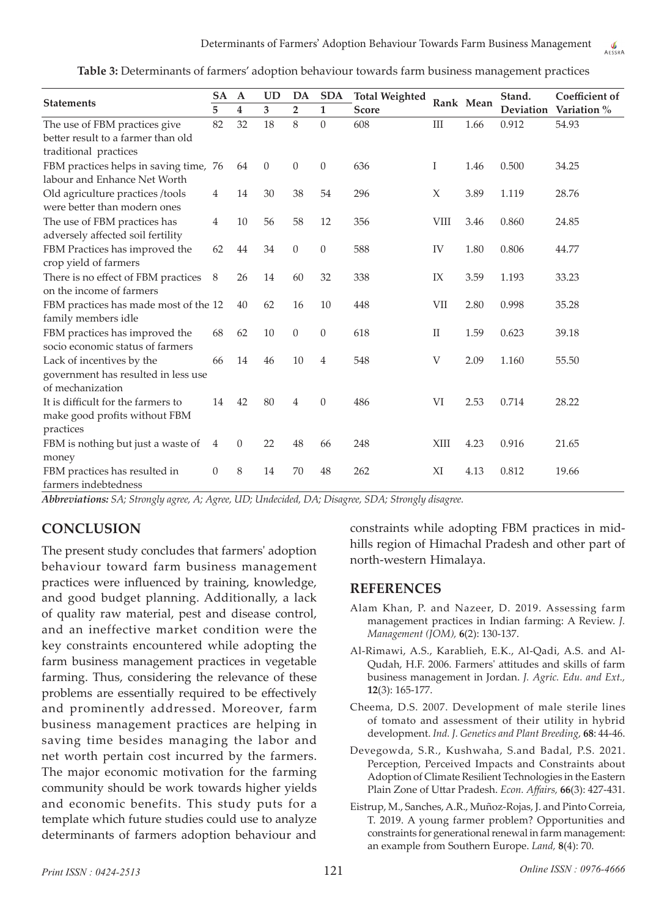**Table 3:** Determinants of farmers' adoption behaviour towards farm business management practices

| Statements | SA | A | UD | DA | SDA | Total Weighted Score | Rank | Mean | Stand. Deviation | Coefficient of Variation % |
|---|---|---|---|---|---|---|---|---|---|---|
| | 5 | 4 | 3 | 2 | 1 | | | | | |
| The use of FBM practices give better result to a farmer than old traditional practices | 82 | 32 | 18 | 8 | 0 | 608 | III | 1.66 | 0.912 | 54.93 |
| FBM practices helps in saving time, labour and Enhance Net Worth | 76 | 64 | 0 | 0 | 0 | 636 | I | 1.46 | 0.500 | 34.25 |
| Old agriculture practices /tools were better than modern ones | 4 | 14 | 30 | 38 | 54 | 296 | X | 3.89 | 1.119 | 28.76 |
| The use of FBM practices has adversely affected soil fertility | 4 | 10 | 56 | 58 | 12 | 356 | VIII | 3.46 | 0.860 | 24.85 |
| FBM Practices has improved the crop yield of farmers | 62 | 44 | 34 | 0 | 0 | 588 | IV | 1.80 | 0.806 | 44.77 |
| There is no effect of FBM practices on the income of farmers | 8 | 26 | 14 | 60 | 32 | 338 | IX | 3.59 | 1.193 | 33.23 |
| FBM practices has made most of the family members idle | 12 | 40 | 62 | 16 | 10 | 448 | VII | 2.80 | 0.998 | 35.28 |
| FBM practices has improved the socio economic status of farmers | 68 | 62 | 10 | 0 | 0 | 618 | II | 1.59 | 0.623 | 39.18 |
| Lack of incentives by the government has resulted in less use of mechanization | 66 | 14 | 46 | 10 | 4 | 548 | V | 2.09 | 1.160 | 55.50 |
| It is difficult for the farmers to make good profits without FBM practices | 14 | 42 | 80 | 4 | 0 | 486 | VI | 2.53 | 0.714 | 28.22 |
| FBM is nothing but just a waste of money | 4 | 0 | 22 | 48 | 66 | 248 | XIII | 4.23 | 0.916 | 21.65 |
| FBM practices has resulted in farmers indebtedness | 0 | 8 | 14 | 70 | 48 | 262 | XI | 4.13 | 0.812 | 19.66 |

***Abbreviations:** SA; Strongly agree, A; Agree, UD; Undecided, DA; Disagree, SDA; Strongly disagree.*

## CONCLUSION

The present study concludes that farmers' adoption behaviour toward farm business management practices were influenced by training, knowledge, and good budget planning. Additionally, a lack of quality raw material, pest and disease control, and an ineffective market condition were the key constraints encountered while adopting the farm business management practices in vegetable farming. Thus, considering the relevance of these problems are essentially required to be effectively and prominently addressed. Moreover, farm business management practices are helping in saving time besides managing the labor and net worth pertain cost incurred by the farmers. The major economic motivation for the farming community should be work towards higher yields and economic benefits. This study puts for a template which future studies could use to analyze determinants of farmers adoption behaviour and constraints while adopting FBM practices in mid-hills region of Himachal Pradesh and other part of north-western Himalaya.

## REFERENCES

Alam Khan, P. and Nazeer, D. 2019. Assessing farm management practices in Indian farming: A Review. *J. Management (JOM),* **6**(2): 130-137.

Al-Rimawi, A.S., Karablieh, E.K., Al-Qadi, A.S. and Al-Qudah, H.F. 2006. Farmers' attitudes and skills of farm business management in Jordan. *J. Agric. Edu. and Ext.,* **12**(3): 165-177.

Cheema, D.S. 2007. Development of male sterile lines of tomato and assessment of their utility in hybrid development. *Ind. J. Genetics and Plant Breeding,* **68**: 44-46.

Devegowda, S.R., Kushwaha, S.and Badal, P.S. 2021. Perception, Perceived Impacts and Constraints about Adoption of Climate Resilient Technologies in the Eastern Plain Zone of Uttar Pradesh. *Econ. Affairs,* **66**(3): 427-431.

Eistrup, M., Sanches, A.R., Muñoz-Rojas, J. and Pinto Correia, T. 2019. A young farmer problem? Opportunities and constraints for generational renewal in farm management: an example from Southern Europe. *Land,* **8**(4): 70.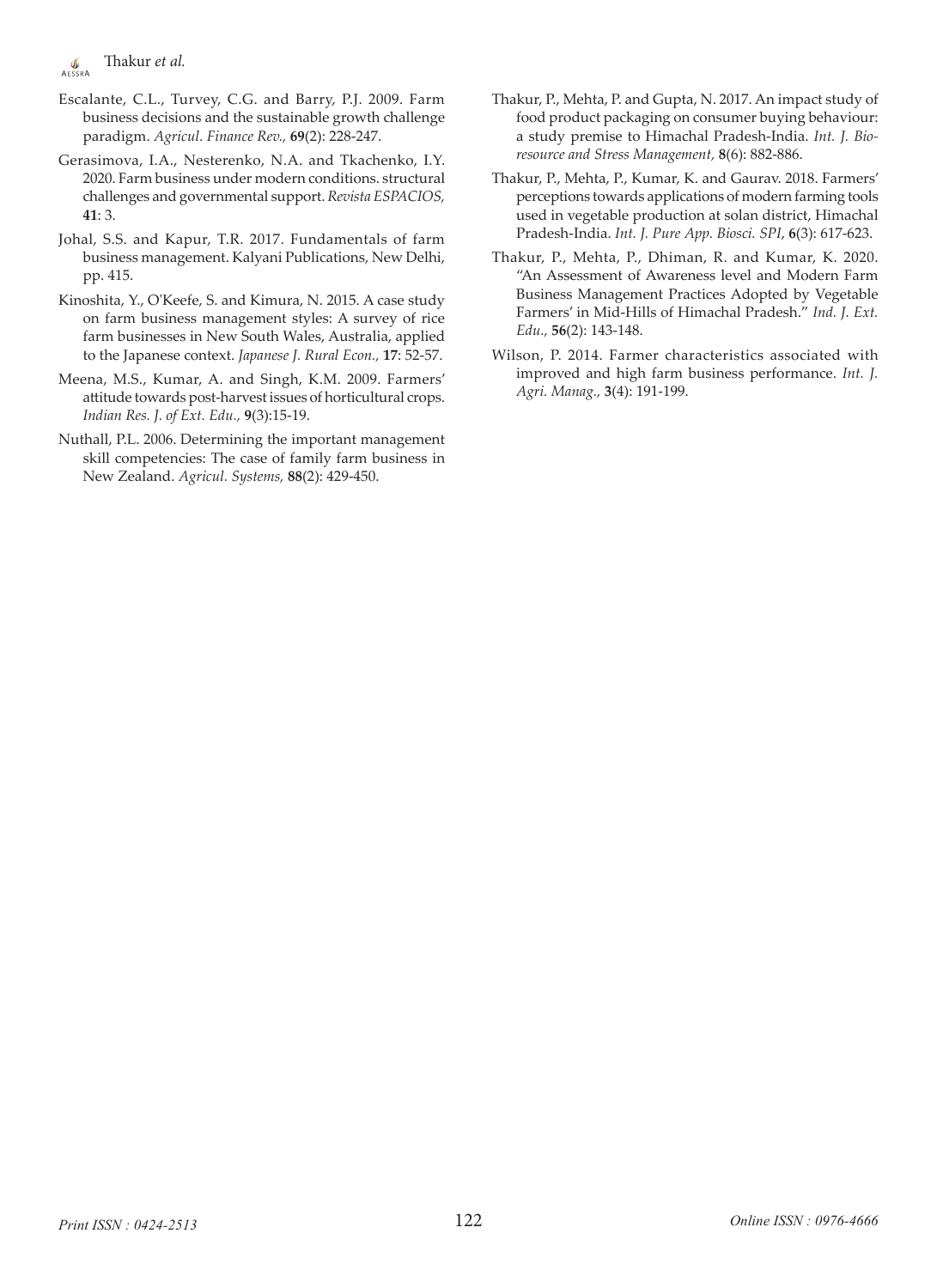Escalante, C.L., Turvey, C.G. and Barry, P.J. 2009. Farm business decisions and the sustainable growth challenge paradigm. *Agricul. Finance Rev.,* **69**(2): 228-247.

Gerasimova, I.A., Nesterenko, N.A. and Tkachenko, I.Y. 2020. Farm business under modern conditions. structural challenges and governmental support. *Revista ESPACIOS,* **41**: 3.

Johal, S.S. and Kapur, T.R. 2017. Fundamentals of farm business management. Kalyani Publications, New Delhi, pp. 415.

Kinoshita, Y., O'Keefe, S. and Kimura, N. 2015. A case study on farm business management styles: A survey of rice farm businesses in New South Wales, Australia, applied to the Japanese context. *Japanese J. Rural Econ.,* **17**: 52-57.

Meena, M.S., Kumar, A. and Singh, K.M. 2009. Farmers' attitude towards post-harvest issues of horticultural crops. *Indian Res. J. of Ext. Edu.,* **9**(3):15-19.

Nuthall, P.L. 2006. Determining the important management skill competencies: The case of family farm business in New Zealand. *Agricul. Systems,* **88**(2): 429-450.

Thakur, P., Mehta, P. and Gupta, N. 2017. An impact study of food product packaging on consumer buying behaviour: a study premise to Himachal Pradesh-India. *Int. J. Bio-resource and Stress Management,* **8**(6): 882-886.

Thakur, P., Mehta, P., Kumar, K. and Gaurav. 2018. Farmers' perceptions towards applications of modern farming tools used in vegetable production at solan district, Himachal Pradesh-India. *Int. J. Pure App. Biosci. SPI,* **6**(3): 617-623.

Thakur, P., Mehta, P., Dhiman, R. and Kumar, K. 2020. "An Assessment of Awareness level and Modern Farm Business Management Practices Adopted by Vegetable Farmers' in Mid-Hills of Himachal Pradesh." *Ind. J. Ext. Edu.,* **56**(2): 143-148.

Wilson, P. 2014. Farmer characteristics associated with improved and high farm business performance. *Int. J. Agri. Manag.,* **3**(4): 191-199.